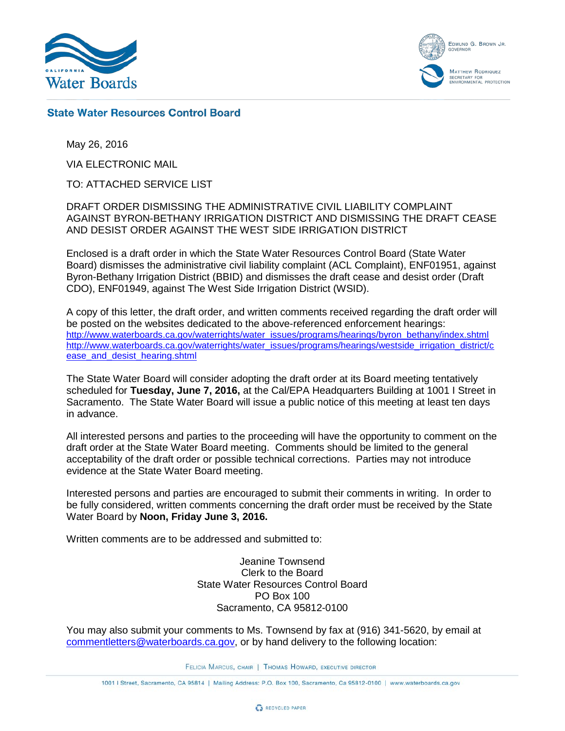**State Water Resources Control Board**

May 26, 2016

VIA ELECTRONIC MAIL

TO: ATTACHED SERVICE LIST

DRAFT ORDER DISMISSING THE ADMINISTRATIVE CIVIL LIABILITY COMPLAINT AGAINST BYRON-BETHANY IRRIGATION DISTRICT AND DISMISSING THE DRAFT CEASE AND DESIST ORDER AGAINST THE WEST SIDE IRRIGATION DISTRICT

Enclosed is a draft order in which the State Water Resources Control Board (State Water Board) dismisses the administrative civil liability complaint (ACL Complaint), ENF01951, against Byron-Bethany Irrigation District (BBID) and dismisses the draft cease and desist order (Draft CDO), ENF01949, against The West Side Irrigation District (WSID).

A copy of this letter, the draft order, and written comments received regarding the draft order will be posted on the websites dedicated to the above-referenced enforcement hearings:
http://www.waterboards.ca.gov/waterrights/water_issues/programs/hearings/byron_bethany/index.shtml
http://www.waterboards.ca.gov/waterrights/water_issues/programs/hearings/westside_irrigation_district/cease_and_desist_hearing.shtml

The State Water Board will consider adopting the draft order at its Board meeting tentatively scheduled for **Tuesday, June 7, 2016,** at the Cal/EPA Headquarters Building at 1001 I Street in Sacramento. The State Water Board will issue a public notice of this meeting at least ten days in advance.

All interested persons and parties to the proceeding will have the opportunity to comment on the draft order at the State Water Board meeting. Comments should be limited to the general acceptability of the draft order or possible technical corrections. Parties may not introduce evidence at the State Water Board meeting.

Interested persons and parties are encouraged to submit their comments in writing. In order to be fully considered, written comments concerning the draft order must be received by the State Water Board by **Noon, Friday June 3, 2016.**

Written comments are to be addressed and submitted to:

Jeanine Townsend
Clerk to the Board
State Water Resources Control Board
PO Box 100
Sacramento, CA 95812-0100

You may also submit your comments to Ms. Townsend by fax at (916) 341-5620, by email at commentletters@waterboards.ca.gov, or by hand delivery to the following location: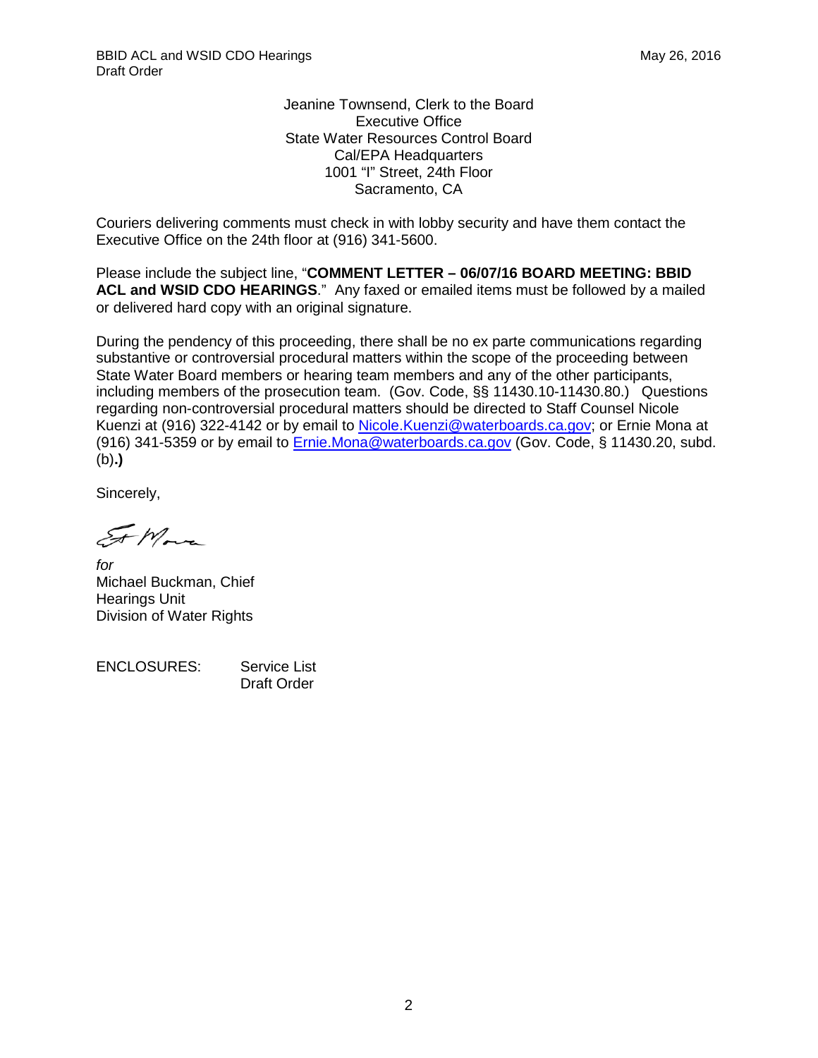Jeanine Townsend, Clerk to the Board
Executive Office
State Water Resources Control Board
Cal/EPA Headquarters
1001 "I" Street, 24th Floor
Sacramento, CA

Couriers delivering comments must check in with lobby security and have them contact the Executive Office on the 24th floor at (916) 341-5600.

Please include the subject line, "**COMMENT LETTER – 06/07/16 BOARD MEETING: BBID ACL and WSID CDO HEARINGS**." Any faxed or emailed items must be followed by a mailed or delivered hard copy with an original signature.

During the pendency of this proceeding, there shall be no ex parte communications regarding substantive or controversial procedural matters within the scope of the proceeding between State Water Board members or hearing team members and any of the other participants, including members of the prosecution team. (Gov. Code, §§ 11430.10-11430.80.) Questions regarding non-controversial procedural matters should be directed to Staff Counsel Nicole Kuenzi at (916) 322-4142 or by email to Nicole.Kuenzi@waterboards.ca.gov; or Ernie Mona at (916) 341-5359 or by email to Ernie.Mona@waterboards.ca.gov (Gov. Code, § 11430.20, subd. (b)**.)**

Sincerely,

*for*
Michael Buckman, Chief
Hearings Unit
Division of Water Rights

ENCLOSURES: Service List
Draft Order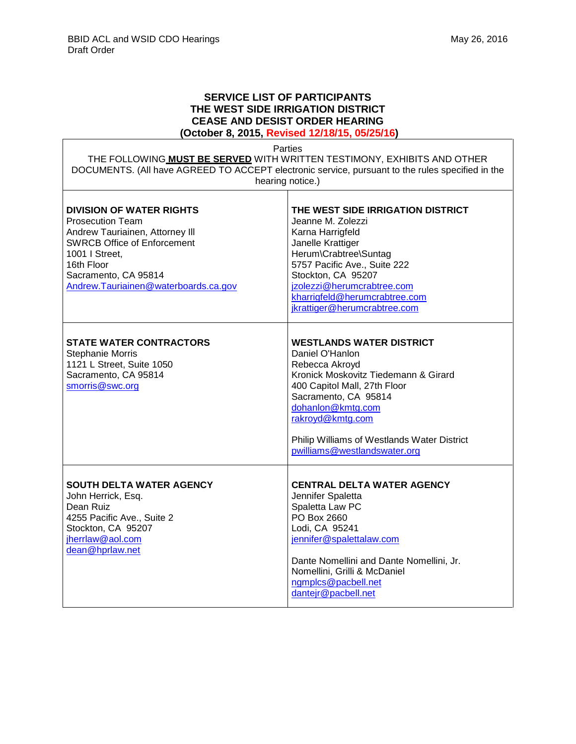**SERVICE LIST OF PARTICIPANTS**
**THE WEST SIDE IRRIGATION DISTRICT**
**CEASE AND DESIST ORDER HEARING**
**(October 8, 2015, Revised 12/18/15, 05/25/16)**

Parties

THE FOLLOWING **MUST BE SERVED** WITH WRITTEN TESTIMONY, EXHIBITS AND OTHER DOCUMENTS. (All have AGREED TO ACCEPT electronic service, pursuant to the rules specified in the hearing notice.)

| | |
|---|---|
| **DIVISION OF WATER RIGHTS**<br>Prosecution Team<br>Andrew Tauriainen, Attorney III<br>SWRCB Office of Enforcement<br>1001 I Street,<br>16th Floor<br>Sacramento, CA 95814<br>Andrew.Tauriainen@waterboards.ca.gov | **THE WEST SIDE IRRIGATION DISTRICT**<br>Jeanne M. Zolezzi<br>Karna Harrigfeld<br>Janelle Krattiger<br>Herum\Crabtree\Suntag<br>5757 Pacific Ave., Suite 222<br>Stockton, CA 95207<br>jzolezzi@herumcrabtree.com<br>kharrigfeld@herumcrabtree.com<br>jkrattiger@herumcrabtree.com |
| **STATE WATER CONTRACTORS**<br>Stephanie Morris<br>1121 L Street, Suite 1050<br>Sacramento, CA 95814<br>smorris@swc.org | **WESTLANDS WATER DISTRICT**<br>Daniel O'Hanlon<br>Rebecca Akroyd<br>Kronick Moskovitz Tiedemann & Girard<br>400 Capitol Mall, 27th Floor<br>Sacramento, CA 95814<br>dohanlon@kmtg.com<br>rakroyd@kmtg.com<br><br>Philip Williams of Westlands Water District<br>pwilliams@westlandswater.org |
| **SOUTH DELTA WATER AGENCY**<br>John Herrick, Esq.<br>Dean Ruiz<br>4255 Pacific Ave., Suite 2<br>Stockton, CA 95207<br>jherrlaw@aol.com<br>dean@hprlaw.net | **CENTRAL DELTA WATER AGENCY**<br>Jennifer Spaletta<br>Spaletta Law PC<br>PO Box 2660<br>Lodi, CA 95241<br>jennifer@spalettalaw.com<br><br>Dante Nomellini and Dante Nomellini, Jr.<br>Nomellini, Grilli & McDaniel<br>ngmplcs@pacbell.net<br>dantejr@pacbell.net |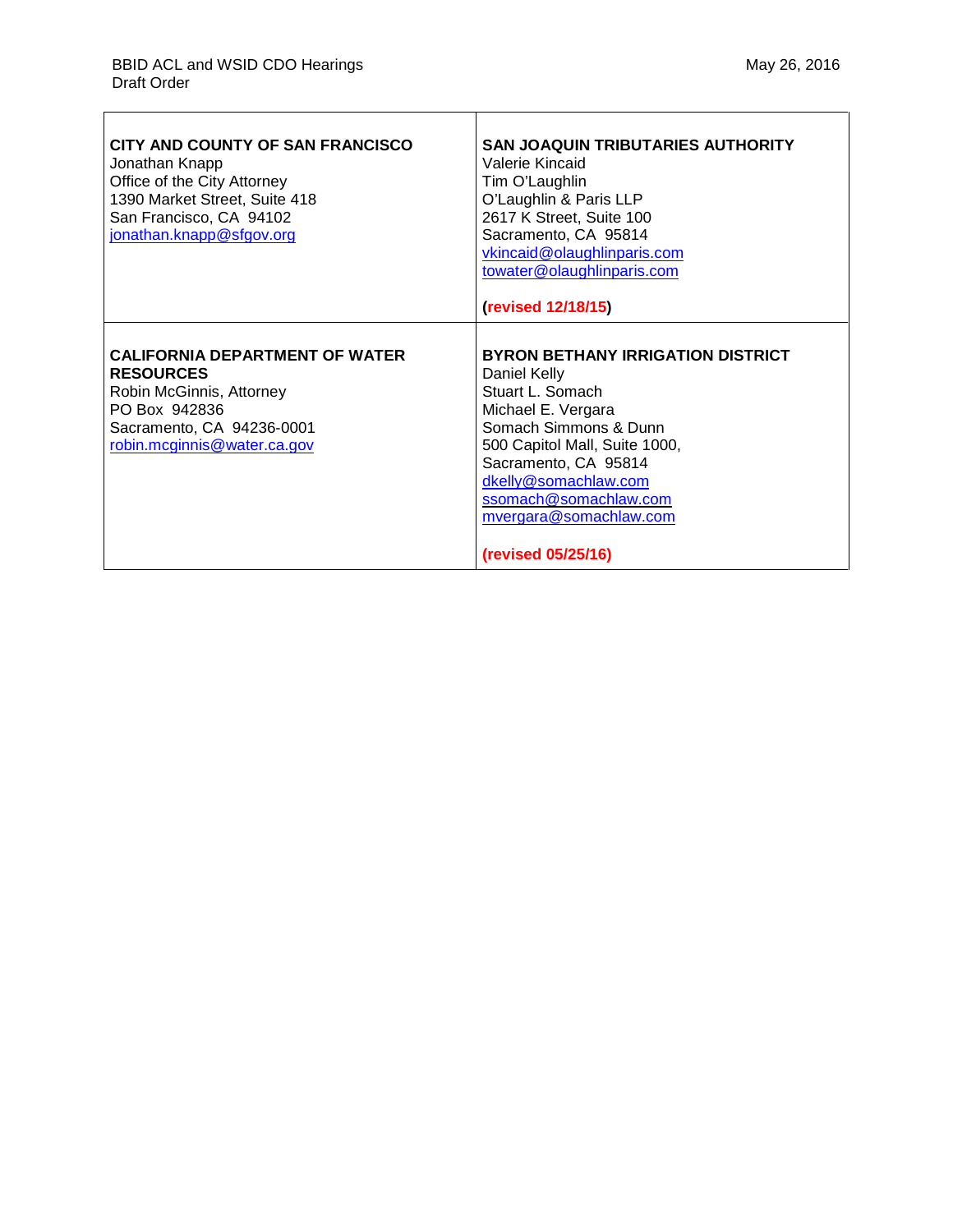| | |
|---|---|
| **CITY AND COUNTY OF SAN FRANCISCO**<br>Jonathan Knapp<br>Office of the City Attorney<br>1390 Market Street, Suite 418<br>San Francisco, CA 94102<br>jonathan.knapp@sfgov.org | **SAN JOAQUIN TRIBUTARIES AUTHORITY**<br>Valerie Kincaid<br>Tim O'Laughlin<br>O'Laughlin & Paris LLP<br>2617 K Street, Suite 100<br>Sacramento, CA 95814<br>vkincaid@olaughlinparis.com<br>towater@olaughlinparis.com<br><br>**(revised 12/18/15)** |
| **CALIFORNIA DEPARTMENT OF WATER RESOURCES**<br>Robin McGinnis, Attorney<br>PO Box 942836<br>Sacramento, CA 94236-0001<br>robin.mcginnis@water.ca.gov | **BYRON BETHANY IRRIGATION DISTRICT**<br>Daniel Kelly<br>Stuart L. Somach<br>Michael E. Vergara<br>Somach Simmons & Dunn<br>500 Capitol Mall, Suite 1000,<br>Sacramento, CA 95814<br>dkelly@somachlaw.com<br>ssomach@somachlaw.com<br>mvergara@somachlaw.com<br><br>**(revised 05/25/16)** |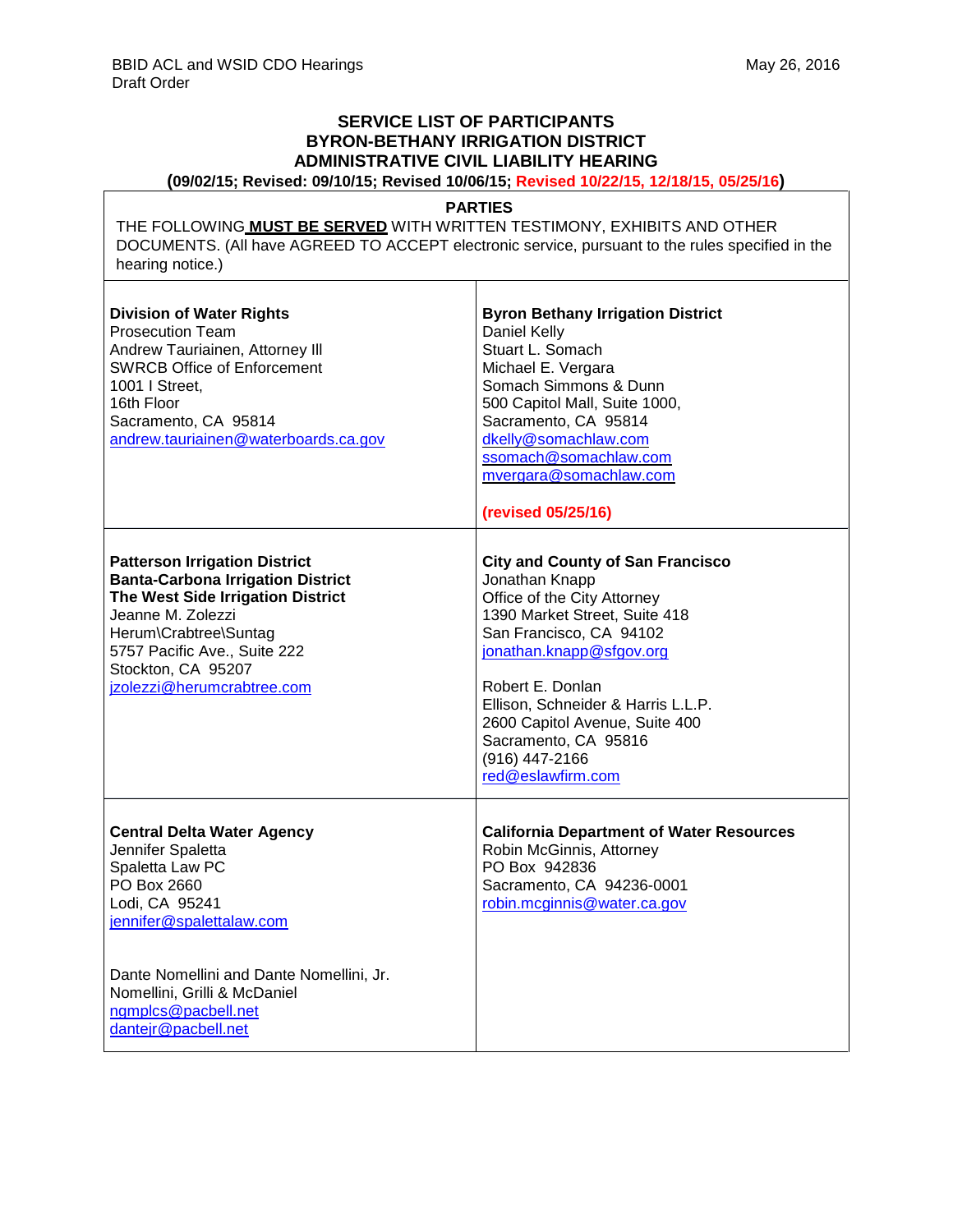BBID ACL and WSID CDO Hearings
Draft Order

May 26, 2016

## SERVICE LIST OF PARTICIPANTS
## BYRON-BETHANY IRRIGATION DISTRICT
## ADMINISTRATIVE CIVIL LIABILITY HEARING

**(09/02/15; Revised: 09/10/15; Revised 10/06/15; Revised 10/22/15, 12/18/15, 05/25/16)**

**PARTIES**

THE FOLLOWING **MUST BE SERVED** WITH WRITTEN TESTIMONY, EXHIBITS AND OTHER DOCUMENTS. (All have AGREED TO ACCEPT electronic service, pursuant to the rules specified in the hearing notice.)

| | |
|---|---|
| **Division of Water Rights**<br>Prosecution Team<br>Andrew Tauriainen, Attorney III<br>SWRCB Office of Enforcement<br>1001 I Street,<br>16th Floor<br>Sacramento, CA 95814<br>andrew.tauriainen@waterboards.ca.gov | **Byron Bethany Irrigation District**<br>Daniel Kelly<br>Stuart L. Somach<br>Michael E. Vergara<br>Somach Simmons & Dunn<br>500 Capitol Mall, Suite 1000,<br>Sacramento, CA 95814<br>dkelly@somachlaw.com<br>ssomach@somachlaw.com<br>mvergara@somachlaw.com<br><br>**(revised 05/25/16)** |
| **Patterson Irrigation District**<br>**Banta-Carbona Irrigation District**<br>**The West Side Irrigation District**<br>Jeanne M. Zolezzi<br>Herum\Crabtree\Suntag<br>5757 Pacific Ave., Suite 222<br>Stockton, CA 95207<br>jzolezzi@herumcrabtree.com | **City and County of San Francisco**<br>Jonathan Knapp<br>Office of the City Attorney<br>1390 Market Street, Suite 418<br>San Francisco, CA 94102<br>jonathan.knapp@sfgov.org<br><br>Robert E. Donlan<br>Ellison, Schneider & Harris L.L.P.<br>2600 Capitol Avenue, Suite 400<br>Sacramento, CA 95816<br>(916) 447-2166<br>red@eslawfirm.com |
| **Central Delta Water Agency**<br>Jennifer Spaletta<br>Spaletta Law PC<br>PO Box 2660<br>Lodi, CA 95241<br>jennifer@spalettalaw.com<br><br>Dante Nomellini and Dante Nomellini, Jr.<br>Nomellini, Grilli & McDaniel<br>ngmplcs@pacbell.net<br>dantejr@pacbell.net | **California Department of Water Resources**<br>Robin McGinnis, Attorney<br>PO Box 942836<br>Sacramento, CA 94236-0001<br>robin.mcginnis@water.ca.gov |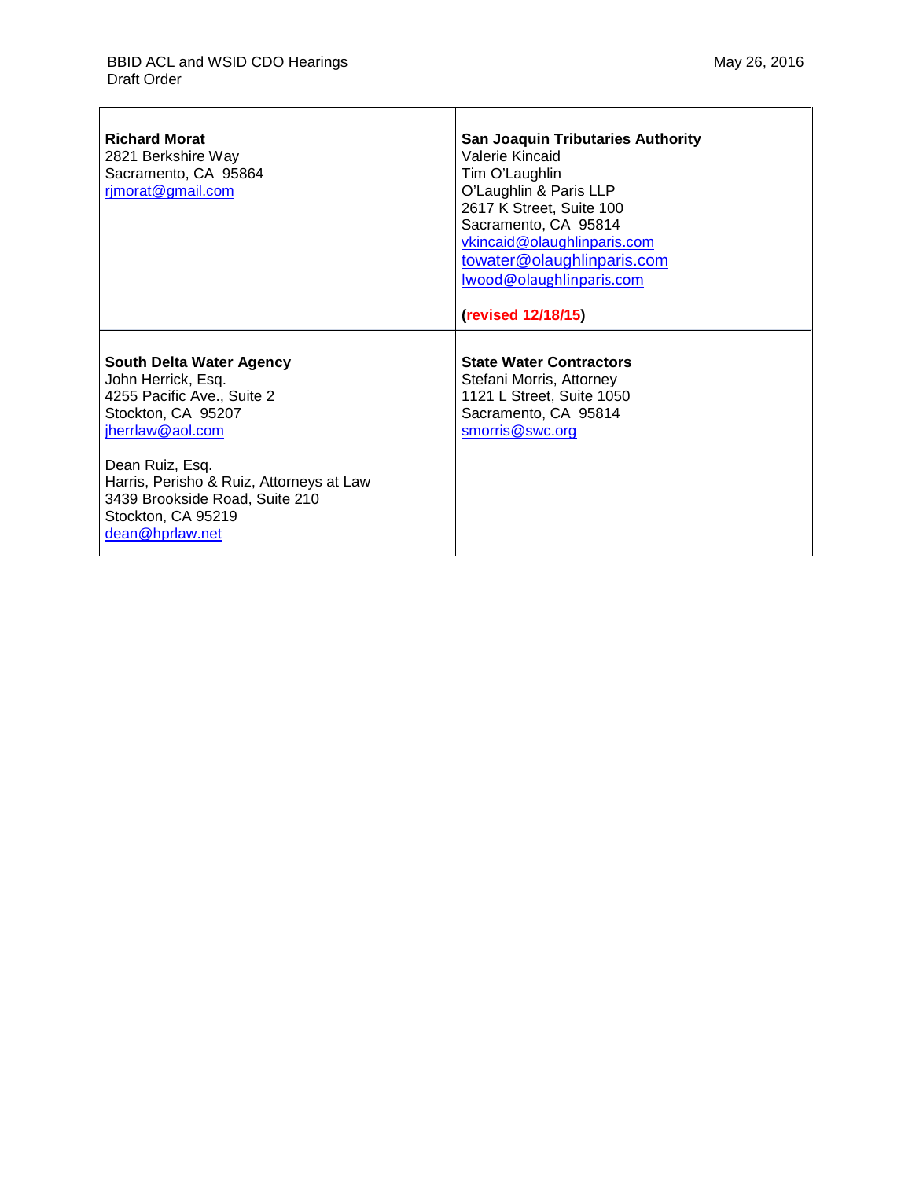| | |
|---|---|
| **Richard Morat**<br>2821 Berkshire Way<br>Sacramento, CA 95864<br>rjmorat@gmail.com | **San Joaquin Tributaries Authority**<br>Valerie Kincaid<br>Tim O'Laughlin<br>O'Laughlin & Paris LLP<br>2617 K Street, Suite 100<br>Sacramento, CA 95814<br>vkincaid@olaughlinparis.com<br>towater@olaughlinparis.com<br>lwood@olaughlinparis.com<br><br>**(revised 12/18/15)** |
| **South Delta Water Agency**<br>John Herrick, Esq.<br>4255 Pacific Ave., Suite 2<br>Stockton, CA 95207<br>jherrlaw@aol.com<br><br>Dean Ruiz, Esq.<br>Harris, Perisho & Ruiz, Attorneys at Law<br>3439 Brookside Road, Suite 210<br>Stockton, CA 95219<br>dean@hprlaw.net | **State Water Contractors**<br>Stefani Morris, Attorney<br>1121 L Street, Suite 1050<br>Sacramento, CA 95814<br>smorris@swc.org |